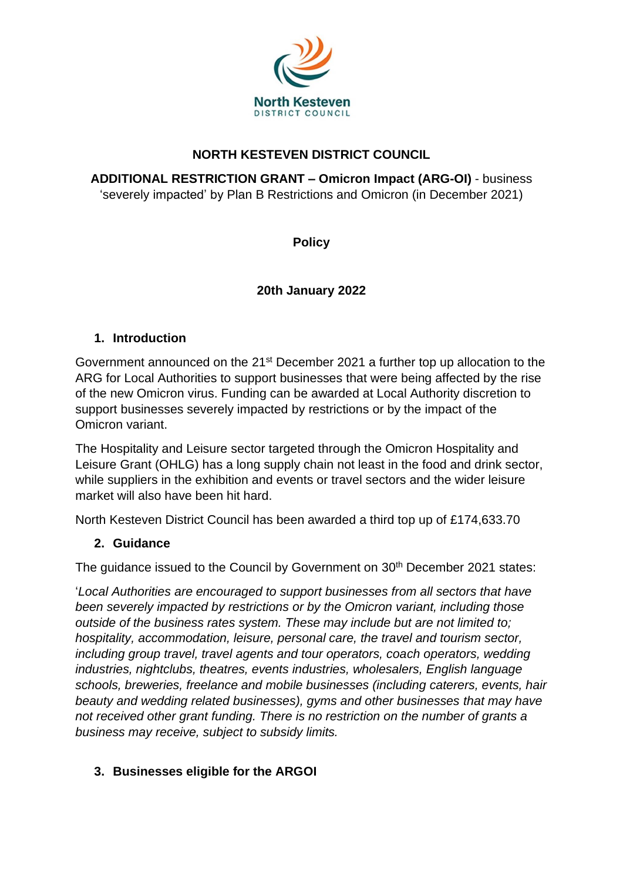**NORTH KESTEVEN DISTRICT COUNCIL**

**ADDITIONAL RESTRICTION GRANT – Omicron Impact (ARG-OI)** - business 'severely impacted' by Plan B Restrictions and Omicron (in December 2021)

**Policy**

**20th January 2022**

## 1. Introduction

Government announced on the 21st December 2021 a further top up allocation to the ARG for Local Authorities to support businesses that were being affected by the rise of the new Omicron virus. Funding can be awarded at Local Authority discretion to support businesses severely impacted by restrictions or by the impact of the Omicron variant.

The Hospitality and Leisure sector targeted through the Omicron Hospitality and Leisure Grant (OHLG) has a long supply chain not least in the food and drink sector, while suppliers in the exhibition and events or travel sectors and the wider leisure market will also have been hit hard.

North Kesteven District Council has been awarded a third top up of £174,633.70

## 2. Guidance

The guidance issued to the Council by Government on 30th December 2021 states:

'*Local Authorities are encouraged to support businesses from all sectors that have been severely impacted by restrictions or by the Omicron variant, including those outside of the business rates system. These may include but are not limited to; hospitality, accommodation, leisure, personal care, the travel and tourism sector, including group travel, travel agents and tour operators, coach operators, wedding industries, nightclubs, theatres, events industries, wholesalers, English language schools, breweries, freelance and mobile businesses (including caterers, events, hair beauty and wedding related businesses), gyms and other businesses that may have not received other grant funding. There is no restriction on the number of grants a business may receive, subject to subsidy limits.*

## 3. Businesses eligible for the ARGOI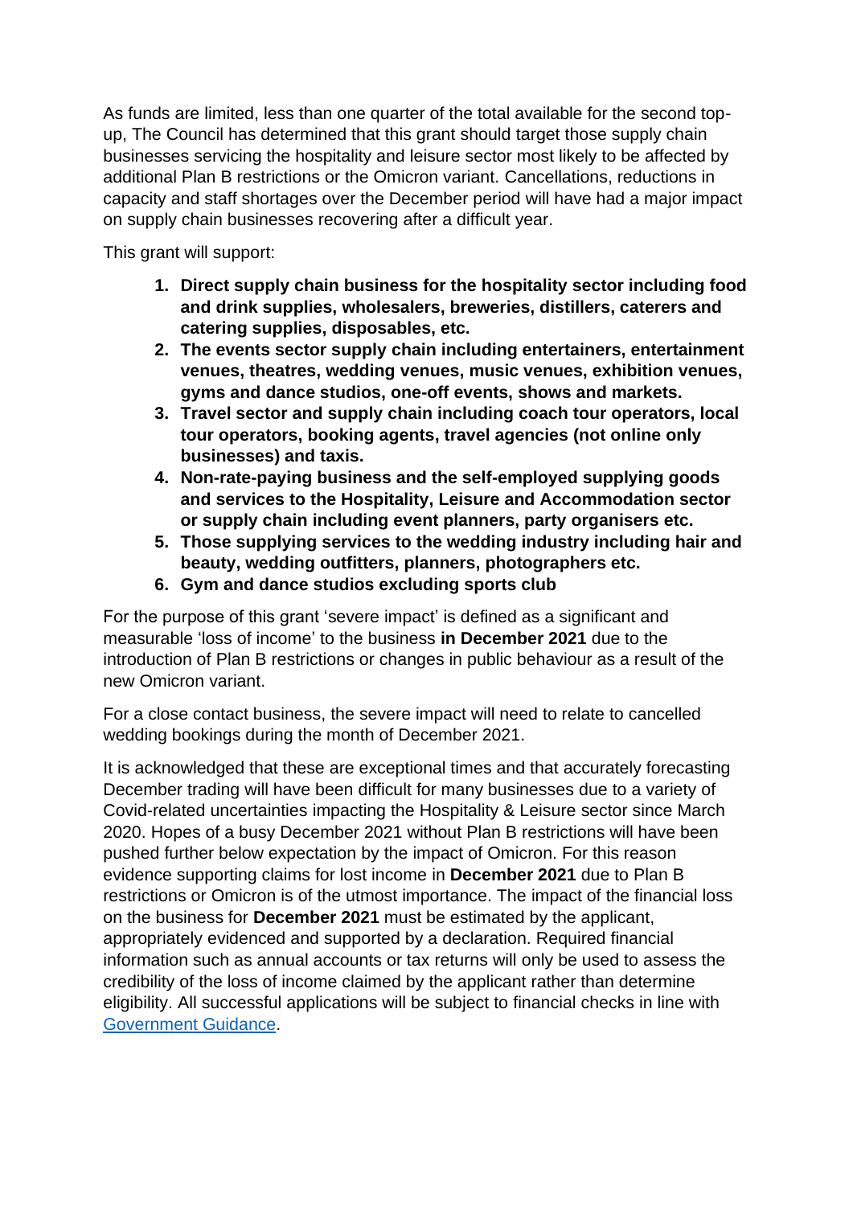As funds are limited, less than one quarter of the total available for the second top-up, The Council has determined that this grant should target those supply chain businesses servicing the hospitality and leisure sector most likely to be affected by additional Plan B restrictions or the Omicron variant. Cancellations, reductions in capacity and staff shortages over the December period will have had a major impact on supply chain businesses recovering after a difficult year.

This grant will support:

1. **Direct supply chain business for the hospitality sector including food and drink supplies, wholesalers, breweries, distillers, caterers and catering supplies, disposables, etc.**
2. **The events sector supply chain including entertainers, entertainment venues, theatres, wedding venues, music venues, exhibition venues, gyms and dance studios, one-off events, shows and markets.**
3. **Travel sector and supply chain including coach tour operators, local tour operators, booking agents, travel agencies (not online only businesses) and taxis.**
4. **Non-rate-paying business and the self-employed supplying goods and services to the Hospitality, Leisure and Accommodation sector or supply chain including event planners, party organisers etc.**
5. **Those supplying services to the wedding industry including hair and beauty, wedding outfitters, planners, photographers etc.**
6. **Gym and dance studios excluding sports club**

For the purpose of this grant 'severe impact' is defined as a significant and measurable 'loss of income' to the business **in December 2021** due to the introduction of Plan B restrictions or changes in public behaviour as a result of the new Omicron variant.

For a close contact business, the severe impact will need to relate to cancelled wedding bookings during the month of December 2021.

It is acknowledged that these are exceptional times and that accurately forecasting December trading will have been difficult for many businesses due to a variety of Covid-related uncertainties impacting the Hospitality & Leisure sector since March 2020. Hopes of a busy December 2021 without Plan B restrictions will have been pushed further below expectation by the impact of Omicron. For this reason evidence supporting claims for lost income in **December 2021** due to Plan B restrictions or Omicron is of the utmost importance. The impact of the financial loss on the business for **December 2021** must be estimated by the applicant, appropriately evidenced and supported by a declaration. Required financial information such as annual accounts or tax returns will only be used to assess the credibility of the loss of income claimed by the applicant rather than determine eligibility. All successful applications will be subject to financial checks in line with [Government Guidance](Government Guidance).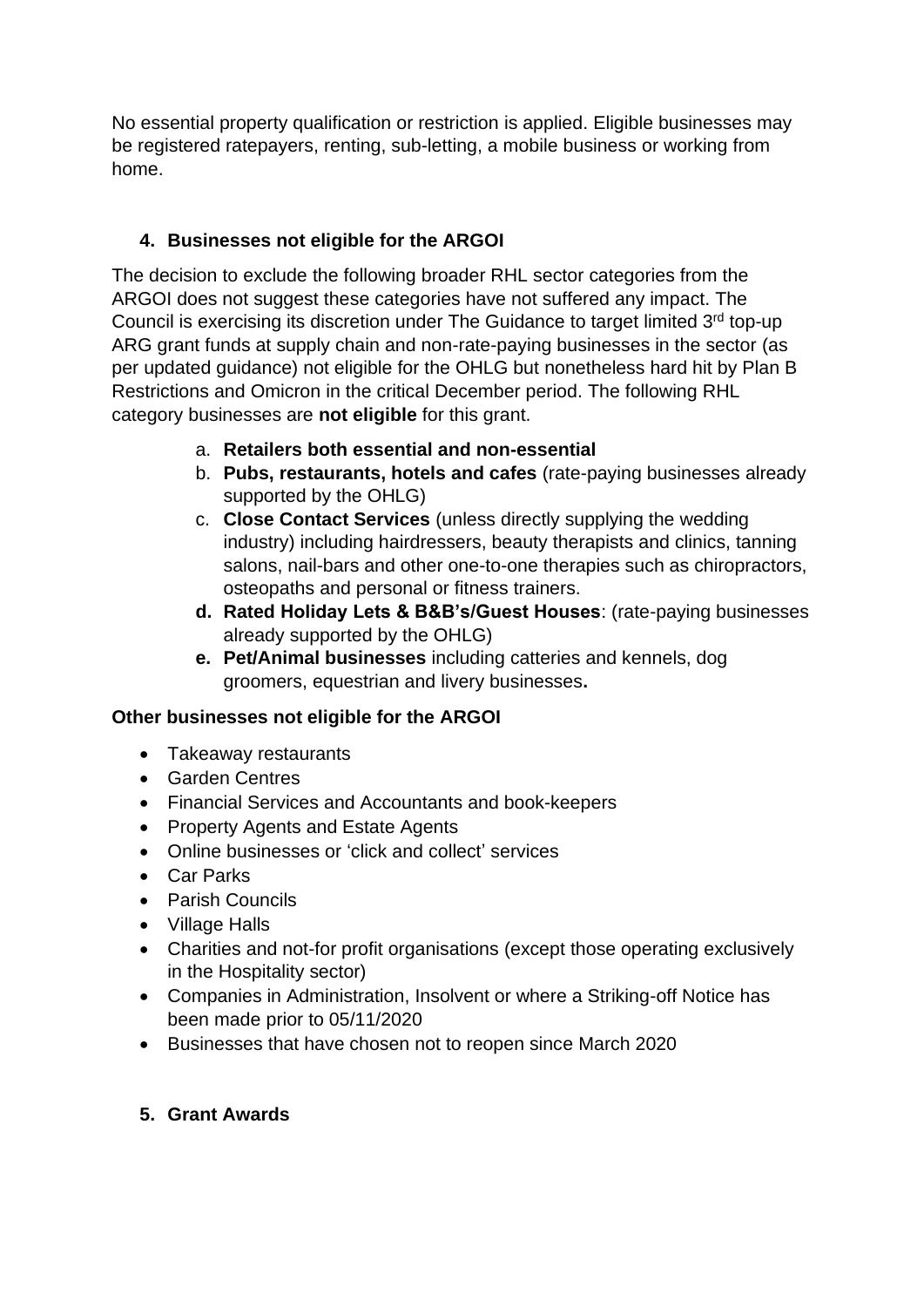No essential property qualification or restriction is applied. Eligible businesses may be registered ratepayers, renting, sub-letting, a mobile business or working from home.

## 4. Businesses not eligible for the ARGOI

The decision to exclude the following broader RHL sector categories from the ARGOI does not suggest these categories have not suffered any impact. The Council is exercising its discretion under The Guidance to target limited 3rd top-up ARG grant funds at supply chain and non-rate-paying businesses in the sector (as per updated guidance) not eligible for the OHLG but nonetheless hard hit by Plan B Restrictions and Omicron in the critical December period. The following RHL category businesses are **not eligible** for this grant.

a. **Retailers both essential and non-essential**
b. **Pubs, restaurants, hotels and cafes** (rate-paying businesses already supported by the OHLG)
c. **Close Contact Services** (unless directly supplying the wedding industry) including hairdressers, beauty therapists and clinics, tanning salons, nail-bars and other one-to-one therapies such as chiropractors, osteopaths and personal or fitness trainers.
d. **Rated Holiday Lets & B&B's/Guest Houses**: (rate-paying businesses already supported by the OHLG)
e. **Pet/Animal businesses** including catteries and kennels, dog groomers, equestrian and livery businesses**.**

**Other businesses not eligible for the ARGOI**

- Takeaway restaurants
- Garden Centres
- Financial Services and Accountants and book-keepers
- Property Agents and Estate Agents
- Online businesses or 'click and collect' services
- Car Parks
- Parish Councils
- Village Halls
- Charities and not-for profit organisations (except those operating exclusively in the Hospitality sector)
- Companies in Administration, Insolvent or where a Striking-off Notice has been made prior to 05/11/2020
- Businesses that have chosen not to reopen since March 2020

## 5. Grant Awards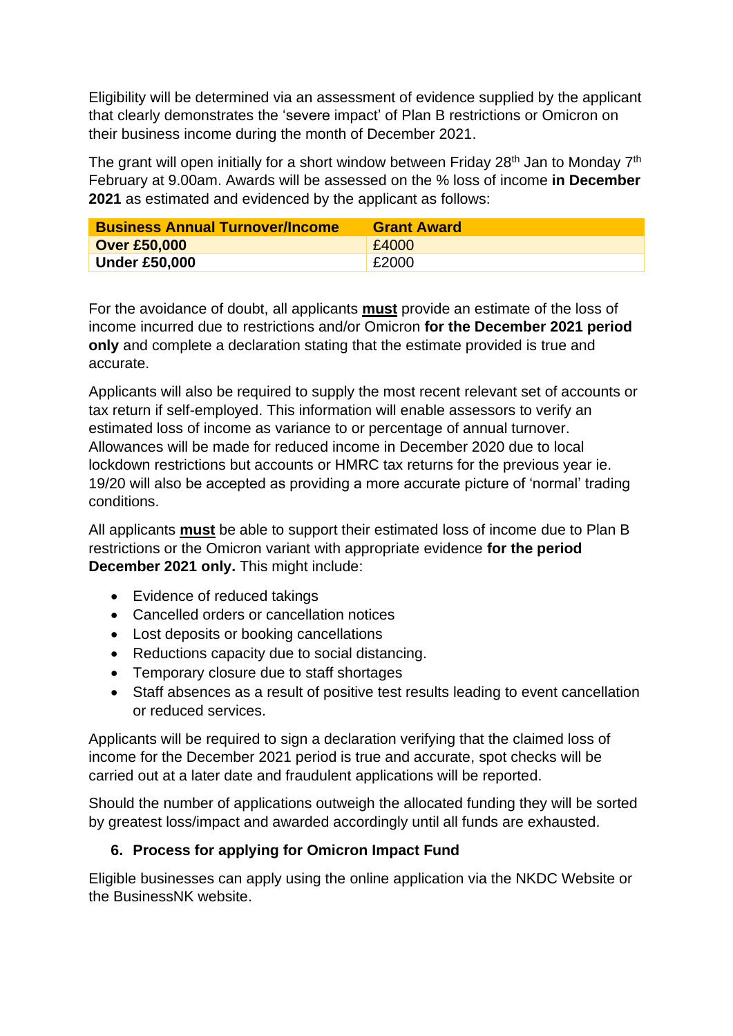Eligibility will be determined via an assessment of evidence supplied by the applicant that clearly demonstrates the 'severe impact' of Plan B restrictions or Omicron on their business income during the month of December 2021.

The grant will open initially for a short window between Friday 28th Jan to Monday 7th February at 9.00am. Awards will be assessed on the % loss of income **in December 2021** as estimated and evidenced by the applicant as follows:

| Business Annual Turnover/Income | Grant Award |
|---|---|
| **Over £50,000** | £4000 |
| **Under £50,000** | £2000 |

For the avoidance of doubt, all applicants **must** provide an estimate of the loss of income incurred due to restrictions and/or Omicron **for the December 2021 period only** and complete a declaration stating that the estimate provided is true and accurate.

Applicants will also be required to supply the most recent relevant set of accounts or tax return if self-employed. This information will enable assessors to verify an estimated loss of income as variance to or percentage of annual turnover. Allowances will be made for reduced income in December 2020 due to local lockdown restrictions but accounts or HMRC tax returns for the previous year ie. 19/20 will also be accepted as providing a more accurate picture of 'normal' trading conditions.

All applicants **must** be able to support their estimated loss of income due to Plan B restrictions or the Omicron variant with appropriate evidence **for the period December 2021 only.** This might include:

- Evidence of reduced takings
- Cancelled orders or cancellation notices
- Lost deposits or booking cancellations
- Reductions capacity due to social distancing.
- Temporary closure due to staff shortages
- Staff absences as a result of positive test results leading to event cancellation or reduced services.

Applicants will be required to sign a declaration verifying that the claimed loss of income for the December 2021 period is true and accurate, spot checks will be carried out at a later date and fraudulent applications will be reported.

Should the number of applications outweigh the allocated funding they will be sorted by greatest loss/impact and awarded accordingly until all funds are exhausted.

## 6. Process for applying for Omicron Impact Fund

Eligible businesses can apply using the online application via the NKDC Website or the BusinessNK website.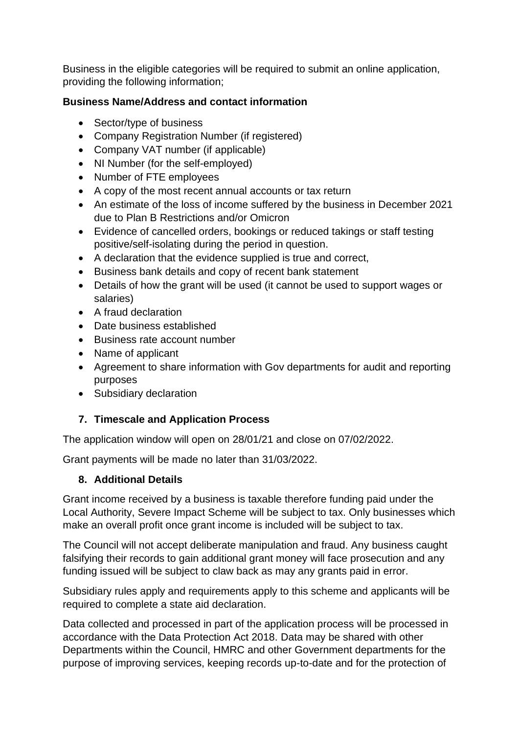Business in the eligible categories will be required to submit an online application, providing the following information;

**Business Name/Address and contact information**

- Sector/type of business
- Company Registration Number (if registered)
- Company VAT number (if applicable)
- NI Number (for the self-employed)
- Number of FTE employees
- A copy of the most recent annual accounts or tax return
- An estimate of the loss of income suffered by the business in December 2021 due to Plan B Restrictions and/or Omicron
- Evidence of cancelled orders, bookings or reduced takings or staff testing positive/self-isolating during the period in question.
- A declaration that the evidence supplied is true and correct,
- Business bank details and copy of recent bank statement
- Details of how the grant will be used (it cannot be used to support wages or salaries)
- A fraud declaration
- Date business established
- Business rate account number
- Name of applicant
- Agreement to share information with Gov departments for audit and reporting purposes
- Subsidiary declaration

## 7. Timescale and Application Process

The application window will open on 28/01/21 and close on 07/02/2022.

Grant payments will be made no later than 31/03/2022.

## 8. Additional Details

Grant income received by a business is taxable therefore funding paid under the Local Authority, Severe Impact Scheme will be subject to tax. Only businesses which make an overall profit once grant income is included will be subject to tax.

The Council will not accept deliberate manipulation and fraud. Any business caught falsifying their records to gain additional grant money will face prosecution and any funding issued will be subject to claw back as may any grants paid in error.

Subsidiary rules apply and requirements apply to this scheme and applicants will be required to complete a state aid declaration.

Data collected and processed in part of the application process will be processed in accordance with the Data Protection Act 2018. Data may be shared with other Departments within the Council, HMRC and other Government departments for the purpose of improving services, keeping records up-to-date and for the protection of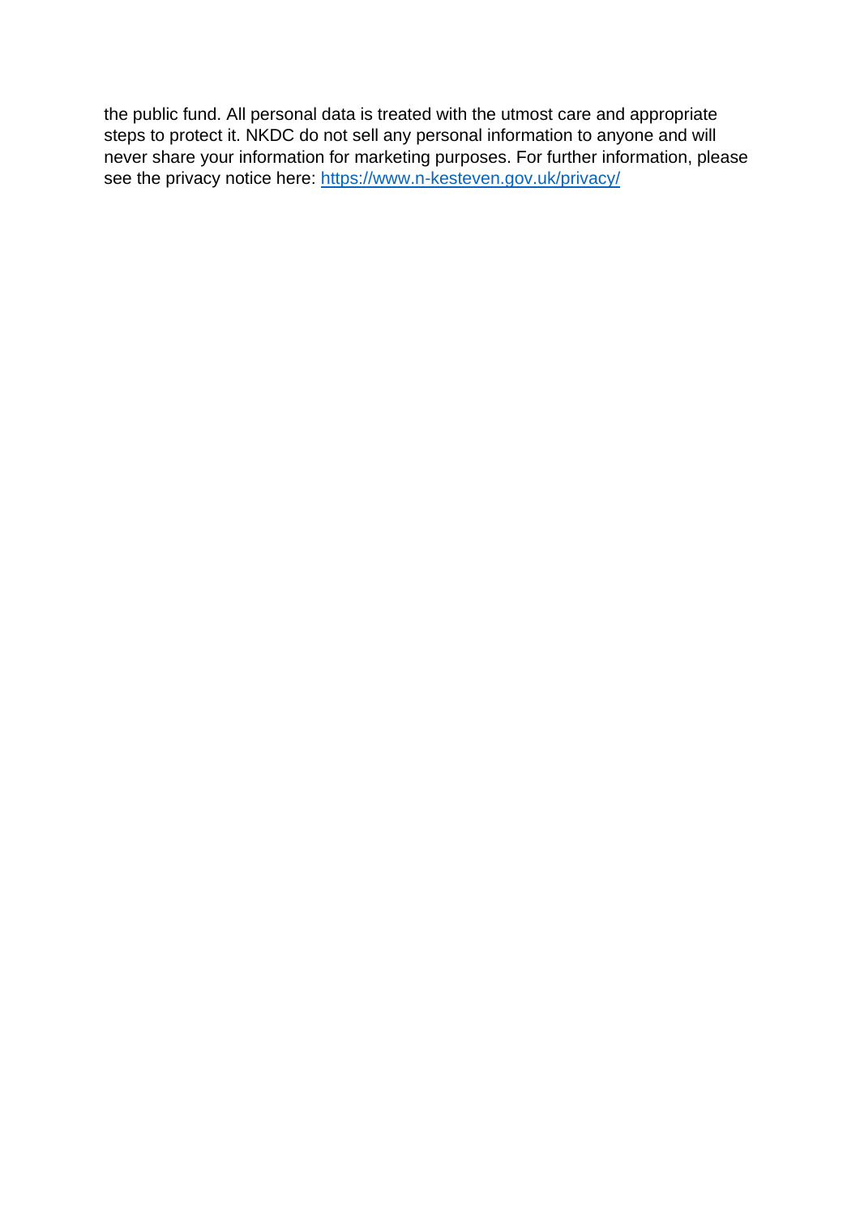the public fund. All personal data is treated with the utmost care and appropriate steps to protect it. NKDC do not sell any personal information to anyone and will never share your information for marketing purposes. For further information, please see the privacy notice here: [https://www.n-kesteven.gov.uk/privacy/](https://www.n-kesteven.gov.uk/privacy/)